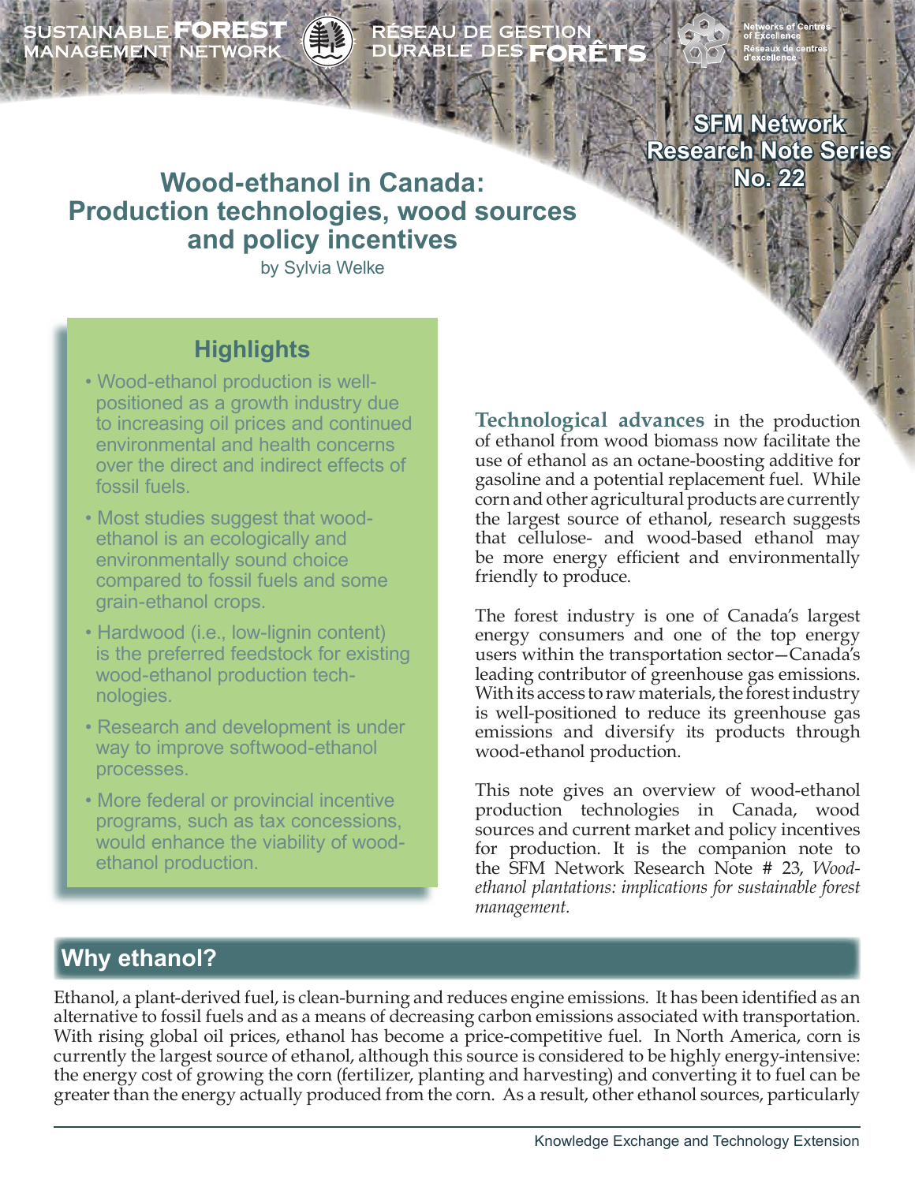SUSTAINABLE FOREST MANAGEMENT NETWORK — RÉSEAU DE GESTION DURABLE DES FORÊTS

Networks of Centres of Excellence — Réseaux de centres d'excellence

SFM Network Research Note Series No. 22

# Wood-ethanol in Canada: Production technologies, wood sources and policy incentives

by Sylvia Welke

## Highlights

- Wood-ethanol production is well-positioned as a growth industry due to increasing oil prices and continued environmental and health concerns over the direct and indirect effects of fossil fuels.
- Most studies suggest that wood-ethanol is an ecologically and environmentally sound choice compared to fossil fuels and some grain-ethanol crops.
- Hardwood (i.e., low-lignin content) is the preferred feedstock for existing wood-ethanol production technologies.
- Research and development is under way to improve softwood-ethanol processes.
- More federal or provincial incentive programs, such as tax concessions, would enhance the viability of wood-ethanol production.

**Technological advances** in the production of ethanol from wood biomass now facilitate the use of ethanol as an octane-boosting additive for gasoline and a potential replacement fuel. While corn and other agricultural products are currently the largest source of ethanol, research suggests that cellulose- and wood-based ethanol may be more energy efficient and environmentally friendly to produce.

The forest industry is one of Canada's largest energy consumers and one of the top energy users within the transportation sector—Canada's leading contributor of greenhouse gas emissions. With its access to raw materials, the forest industry is well-positioned to reduce its greenhouse gas emissions and diversify its products through wood-ethanol production.

This note gives an overview of wood-ethanol production technologies in Canada, wood sources and current market and policy incentives for production. It is the companion note to the SFM Network Research Note # 23, *Wood-ethanol plantations: implications for sustainable forest management.*

## Why ethanol?

Ethanol, a plant-derived fuel, is clean-burning and reduces engine emissions. It has been identified as an alternative to fossil fuels and as a means of decreasing carbon emissions associated with transportation. With rising global oil prices, ethanol has become a price-competitive fuel. In North America, corn is currently the largest source of ethanol, although this source is considered to be highly energy-intensive: the energy cost of growing the corn (fertilizer, planting and harvesting) and converting it to fuel can be greater than the energy actually produced from the corn. As a result, other ethanol sources, particularly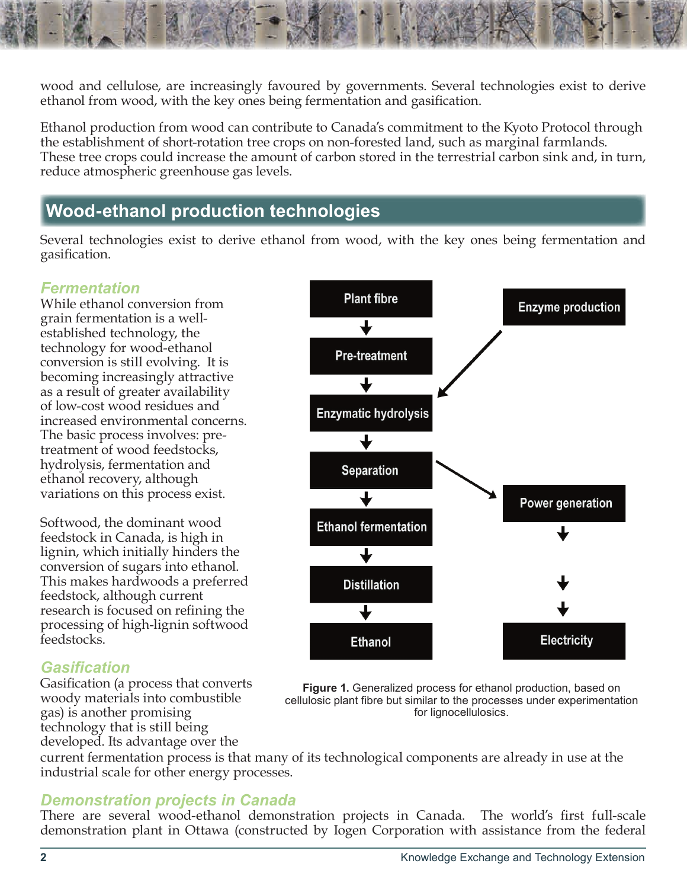wood and cellulose, are increasingly favoured by governments. Several technologies exist to derive ethanol from wood, with the key ones being fermentation and gasification.

Ethanol production from wood can contribute to Canada's commitment to the Kyoto Protocol through the establishment of short-rotation tree crops on non-forested land, such as marginal farmlands. These tree crops could increase the amount of carbon stored in the terrestrial carbon sink and, in turn, reduce atmospheric greenhouse gas levels.

## Wood-ethanol production technologies

Several technologies exist to derive ethanol from wood, with the key ones being fermentation and gasification.

### *Fermentation*

While ethanol conversion from grain fermentation is a well-established technology, the technology for wood-ethanol conversion is still evolving. It is becoming increasingly attractive as a result of greater availability of low-cost wood residues and increased environmental concerns. The basic process involves: pre-treatment of wood feedstocks, hydrolysis, fermentation and ethanol recovery, although variations on this process exist.

Softwood, the dominant wood feedstock in Canada, is high in lignin, which initially hinders the conversion of sugars into ethanol. This makes hardwoods a preferred feedstock, although current research is focused on refining the processing of high-lignin softwood feedstocks.

Plant fibre → Pre-treatment → Enzymatic hydrolysis → Separation → Ethanol fermentation → Distillation → Ethanol

Enzyme production → Enzymatic hydrolysis

Separation → Power generation → Electricity

**Figure 1.** Generalized process for ethanol production, based on cellulosic plant fibre but similar to the processes under experimentation for lignocellulosics.

### *Gasification*

Gasification (a process that converts woody materials into combustible gas) is another promising technology that is still being developed. Its advantage over the current fermentation process is that many of its technological components are already in use at the industrial scale for other energy processes.

### *Demonstration projects in Canada*

There are several wood-ethanol demonstration projects in Canada. The world's first full-scale demonstration plant in Ottawa (constructed by Iogen Corporation with assistance from the federal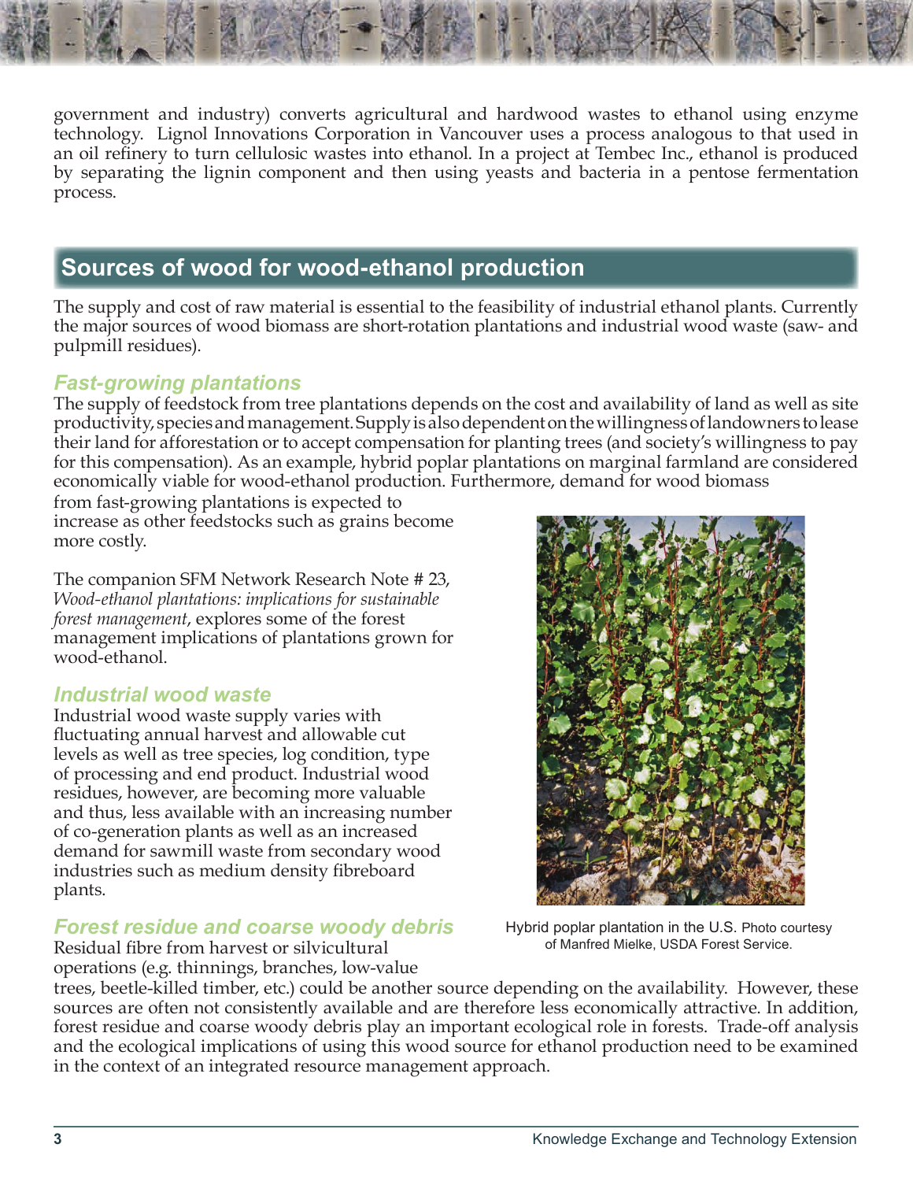government and industry) converts agricultural and hardwood wastes to ethanol using enzyme technology. Lignol Innovations Corporation in Vancouver uses a process analogous to that used in an oil refinery to turn cellulosic wastes into ethanol. In a project at Tembec Inc., ethanol is produced by separating the lignin component and then using yeasts and bacteria in a pentose fermentation process.

## Sources of wood for wood-ethanol production

The supply and cost of raw material is essential to the feasibility of industrial ethanol plants. Currently the major sources of wood biomass are short-rotation plantations and industrial wood waste (saw- and pulpmill residues).

### *Fast-growing plantations*

The supply of feedstock from tree plantations depends on the cost and availability of land as well as site productivity, species and management. Supply is also dependent on the willingness of landowners to lease their land for afforestation or to accept compensation for planting trees (and society's willingness to pay for this compensation). As an example, hybrid poplar plantations on marginal farmland are considered economically viable for wood-ethanol production. Furthermore, demand for wood biomass from fast-growing plantations is expected to increase as other feedstocks such as grains become more costly.

The companion SFM Network Research Note # 23, *Wood-ethanol plantations: implications for sustainable forest management*, explores some of the forest management implications of plantations grown for wood-ethanol.

### *Industrial wood waste*

Industrial wood waste supply varies with fluctuating annual harvest and allowable cut levels as well as tree species, log condition, type of processing and end product. Industrial wood residues, however, are becoming more valuable and thus, less available with an increasing number of co-generation plants as well as an increased demand for sawmill waste from secondary wood industries such as medium density fibreboard plants.

### *Forest residue and coarse woody debris*

Residual fibre from harvest or silvicultural operations (e.g. thinnings, branches, low-value trees, beetle-killed timber, etc.) could be another source depending on the availability. However, these sources are often not consistently available and are therefore less economically attractive. In addition, forest residue and coarse woody debris play an important ecological role in forests. Trade-off analysis and the ecological implications of using this wood source for ethanol production need to be examined in the context of an integrated resource management approach.

Hybrid poplar plantation in the U.S. Photo courtesy of Manfred Mielke, USDA Forest Service.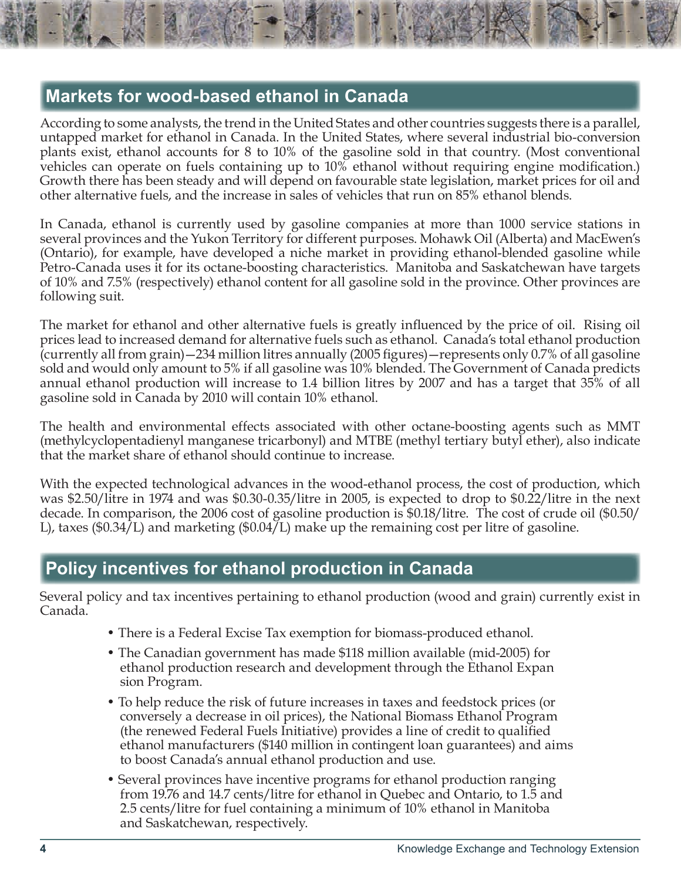## Markets for wood-based ethanol in Canada

According to some analysts, the trend in the United States and other countries suggests there is a parallel, untapped market for ethanol in Canada. In the United States, where several industrial bio-conversion plants exist, ethanol accounts for 8 to 10% of the gasoline sold in that country. (Most conventional vehicles can operate on fuels containing up to 10% ethanol without requiring engine modification.) Growth there has been steady and will depend on favourable state legislation, market prices for oil and other alternative fuels, and the increase in sales of vehicles that run on 85% ethanol blends.

In Canada, ethanol is currently used by gasoline companies at more than 1000 service stations in several provinces and the Yukon Territory for different purposes. Mohawk Oil (Alberta) and MacEwen's (Ontario), for example, have developed a niche market in providing ethanol-blended gasoline while Petro-Canada uses it for its octane-boosting characteristics. Manitoba and Saskatchewan have targets of 10% and 7.5% (respectively) ethanol content for all gasoline sold in the province. Other provinces are following suit.

The market for ethanol and other alternative fuels is greatly influenced by the price of oil. Rising oil prices lead to increased demand for alternative fuels such as ethanol. Canada's total ethanol production (currently all from grain)—234 million litres annually (2005 figures)—represents only 0.7% of all gasoline sold and would only amount to 5% if all gasoline was 10% blended. The Government of Canada predicts annual ethanol production will increase to 1.4 billion litres by 2007 and has a target that 35% of all gasoline sold in Canada by 2010 will contain 10% ethanol.

The health and environmental effects associated with other octane-boosting agents such as MMT (methylcyclopentadienyl manganese tricarbonyl) and MTBE (methyl tertiary butyl ether), also indicate that the market share of ethanol should continue to increase.

With the expected technological advances in the wood-ethanol process, the cost of production, which was $2.50/litre in 1974 and was $0.30-0.35/litre in 2005, is expected to drop to $0.22/litre in the next decade. In comparison, the 2006 cost of gasoline production is $0.18/litre. The cost of crude oil ($0.50/L), taxes ($0.34/L) and marketing ($0.04/L) make up the remaining cost per litre of gasoline.

## Policy incentives for ethanol production in Canada

Several policy and tax incentives pertaining to ethanol production (wood and grain) currently exist in Canada.

- There is a Federal Excise Tax exemption for biomass-produced ethanol.
- The Canadian government has made $118 million available (mid-2005) for ethanol production research and development through the Ethanol Expansion Program.
- To help reduce the risk of future increases in taxes and feedstock prices (or conversely a decrease in oil prices), the National Biomass Ethanol Program (the renewed Federal Fuels Initiative) provides a line of credit to qualified ethanol manufacturers ($140 million in contingent loan guarantees) and aims to boost Canada's annual ethanol production and use.
- Several provinces have incentive programs for ethanol production ranging from 19.76 and 14.7 cents/litre for ethanol in Quebec and Ontario, to 1.5 and 2.5 cents/litre for fuel containing a minimum of 10% ethanol in Manitoba and Saskatchewan, respectively.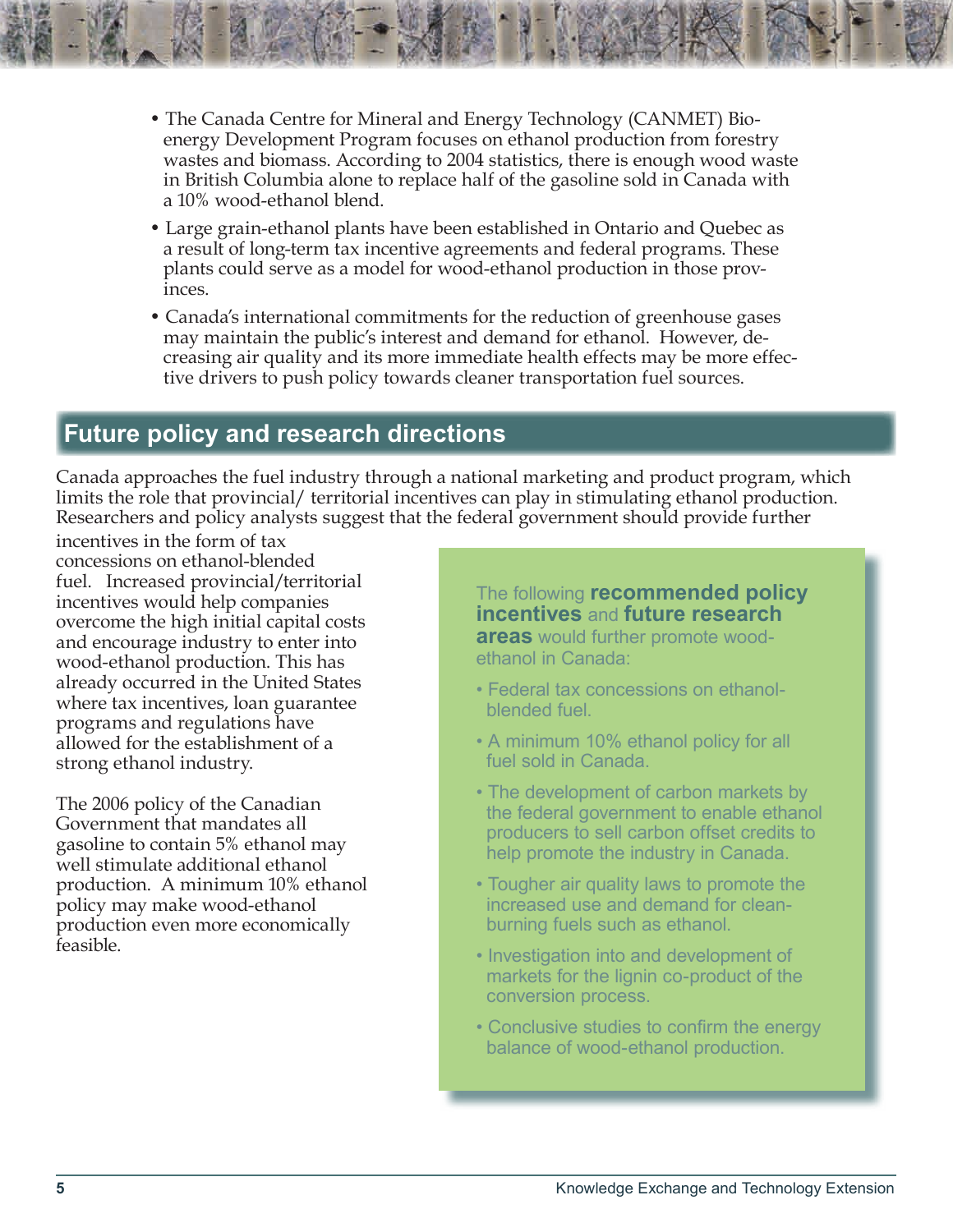- The Canada Centre for Mineral and Energy Technology (CANMET) Bio-energy Development Program focuses on ethanol production from forestry wastes and biomass. According to 2004 statistics, there is enough wood waste in British Columbia alone to replace half of the gasoline sold in Canada with a 10% wood-ethanol blend.
- Large grain-ethanol plants have been established in Ontario and Quebec as a result of long-term tax incentive agreements and federal programs. These plants could serve as a model for wood-ethanol production in those provinces.
- Canada's international commitments for the reduction of greenhouse gases may maintain the public's interest and demand for ethanol. However, decreasing air quality and its more immediate health effects may be more effective drivers to push policy towards cleaner transportation fuel sources.

## Future policy and research directions

Canada approaches the fuel industry through a national marketing and product program, which limits the role that provincial/ territorial incentives can play in stimulating ethanol production. Researchers and policy analysts suggest that the federal government should provide further incentives in the form of tax concessions on ethanol-blended fuel. Increased provincial/territorial incentives would help companies overcome the high initial capital costs and encourage industry to enter into wood-ethanol production. This has already occurred in the United States where tax incentives, loan guarantee programs and regulations have allowed for the establishment of a strong ethanol industry.

The 2006 policy of the Canadian Government that mandates all gasoline to contain 5% ethanol may well stimulate additional ethanol production. A minimum 10% ethanol policy may make wood-ethanol production even more economically feasible.

The following **recommended policy incentives** and **future research areas** would further promote wood-ethanol in Canada:

- Federal tax concessions on ethanol-blended fuel.
- A minimum 10% ethanol policy for all fuel sold in Canada.
- The development of carbon markets by the federal government to enable ethanol producers to sell carbon offset credits to help promote the industry in Canada.
- Tougher air quality laws to promote the increased use and demand for clean-burning fuels such as ethanol.
- Investigation into and development of markets for the lignin co-product of the conversion process.
- Conclusive studies to confirm the energy balance of wood-ethanol production.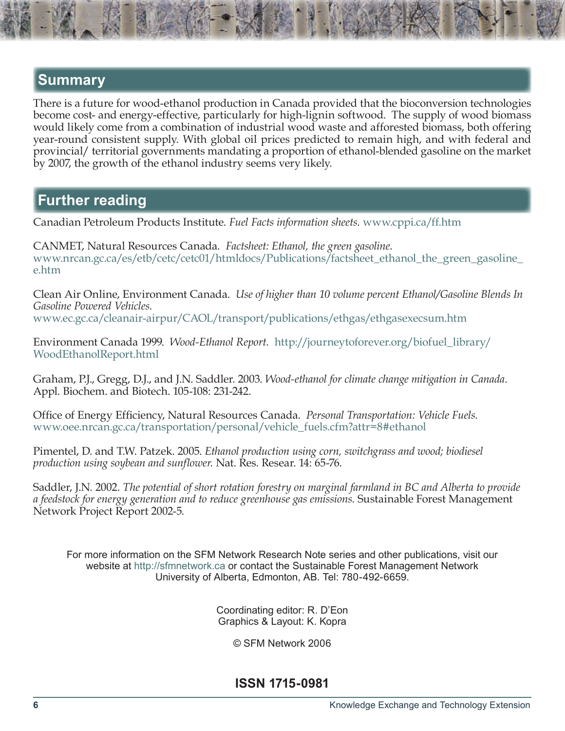## Summary

There is a future for wood-ethanol production in Canada provided that the bioconversion technologies become cost- and energy-effective, particularly for high-lignin softwood. The supply of wood biomass would likely come from a combination of industrial wood waste and afforested biomass, both offering year-round consistent supply. With global oil prices predicted to remain high, and with federal and provincial/ territorial governments mandating a proportion of ethanol-blended gasoline on the market by 2007, the growth of the ethanol industry seems very likely.

## Further reading

Canadian Petroleum Products Institute. *Fuel Facts information sheets.* www.cppi.ca/ff.htm

CANMET, Natural Resources Canada. *Factsheet: Ethanol, the green gasoline.* www.nrcan.gc.ca/es/etb/cetc/cetc01/htmldocs/Publications/factsheet_ethanol_the_green_gasoline_e.htm

Clean Air Online, Environment Canada. *Use of higher than 10 volume percent Ethanol/Gasoline Blends In Gasoline Powered Vehicles.* www.ec.gc.ca/cleanair-airpur/CAOL/transport/publications/ethgas/ethgasexecsum.htm

Environment Canada 1999. *Wood-Ethanol Report.* http://journeytoforever.org/biofuel_library/WoodEthanolReport.html

Graham, P.J., Gregg, D.J., and J.N. Saddler. 2003. *Wood-ethanol for climate change mitigation in Canada.* Appl. Biochem. and Biotech. 105-108: 231-242.

Office of Energy Efficiency, Natural Resources Canada. *Personal Transportation: Vehicle Fuels.* www.oee.nrcan.gc.ca/transportation/personal/vehicle_fuels.cfm?attr=8#ethanol

Pimentel, D. and T.W. Patzek. 2005. *Ethanol production using corn, switchgrass and wood; biodiesel production using soybean and sunflower.* Nat. Res. Resear. 14: 65-76.

Saddler, J.N. 2002. *The potential of short rotation forestry on marginal farmland in BC and Alberta to provide a feedstock for energy generation and to reduce greenhouse gas emissions.* Sustainable Forest Management Network Project Report 2002-5.

For more information on the SFM Network Research Note series and other publications, visit our website at http://sfmnetwork.ca or contact the Sustainable Forest Management Network University of Alberta, Edmonton, AB. Tel: 780-492-6659.

Coordinating editor: R. D'Eon
Graphics & Layout: K. Kopra

© SFM Network 2006

**ISSN 1715-0981**